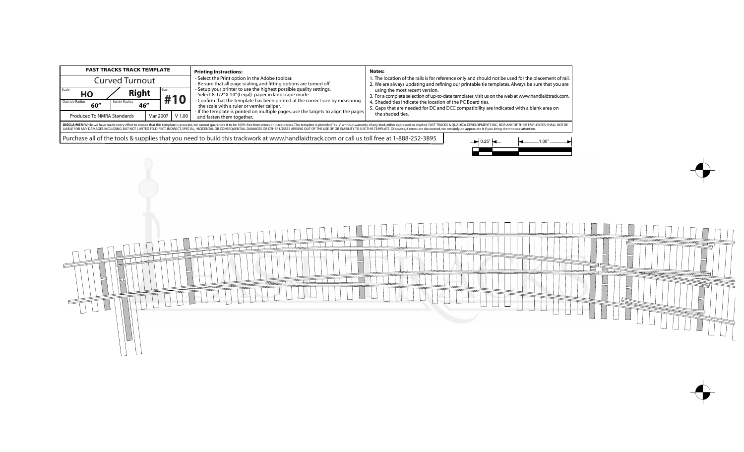| FAST TRACKS TRACK TEMPLATE | | | |
|---|---|---|---|
| Curved Turnout | | | |
| Scale HO | Right | Size #10 | |
| Outside Radius 60″ | Inside Radius 46″ | | |
| Produced To NMRA Standards | | Mar 2007 | V 1.00 |

**Printing Instructions:**

- Select the Print option in the Adobe toolbar.
- Be sure that all page scaling, and fitting options are turned off.
- Setup your printer to use the highest possible quality settings.
- Select 8-1/2" X 14" (Legal) paper in landscape mode.
- Confirm that the template has been printed at the correct size by measuring the scale with a ruler or vernier caliper.
- If the template is printed on multiple pages, use the targets to align the pages and fasten them together.

**Notes:**

1. The location of the rails is for reference only and should not be used for the placement of rail.
2. We are always updating and refining our printable tie templates. Always be sure that you are using the most recent version.
3. For a complete selection of up-to-date templates, visit us on the web at www.handlaidtrack.com.
4. Shaded ties indicate the location of the PC Board ties.
5. Gaps that are needed for DC and DCC compatibility are indicated with a blank area on the shaded ties.

**DISCLAIMER:** While we have made every effort to ensure that this template is accurate, we cannot guarantee it to be 100% free from errors or inaccuracies. This template is provided "as is" without warranty of any kind, either expressed or implied. FAST TRACKS & QUADICA DEVELOPMENTS INC, NOR ANY OF THEIR EMPLOYEES SHALL NOT BE LIABLE FOR ANY DAMAGES INCLUDING, BUT NOT LIMITED TO, DIRECT, INDIRECT, SPECIAL, INCIDENTAL OR CONSEQUENTIAL DAMAGES OR OTHER LOSSES ARISING OUT OF THE USE OF OR INABILITY TO USE THIS TEMPLATE. Of course, if errors are discovered, we certainly do appreciate it if you bring them to our attention.

Purchase all of the tools & supplies that you need to build this trackwork at www.handlaidtrack.com or call us toll free at 1-888-252-3895

0.25"    1.00"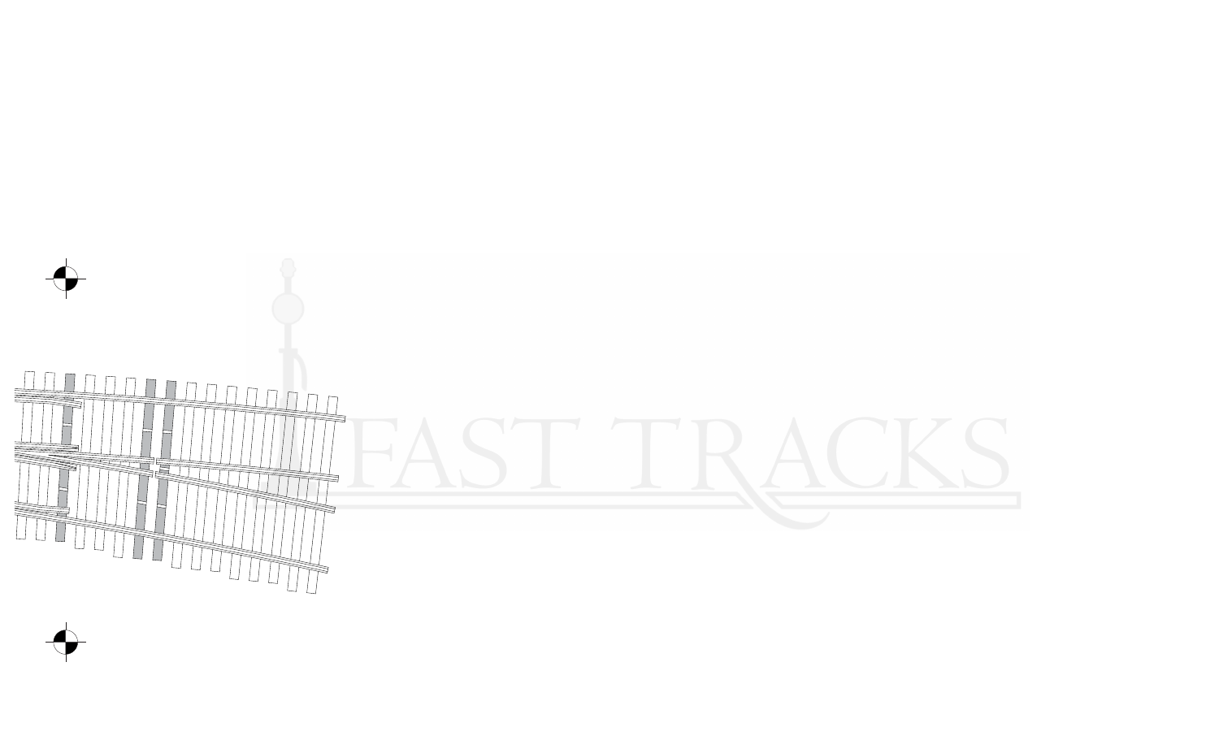FAST TRACKS